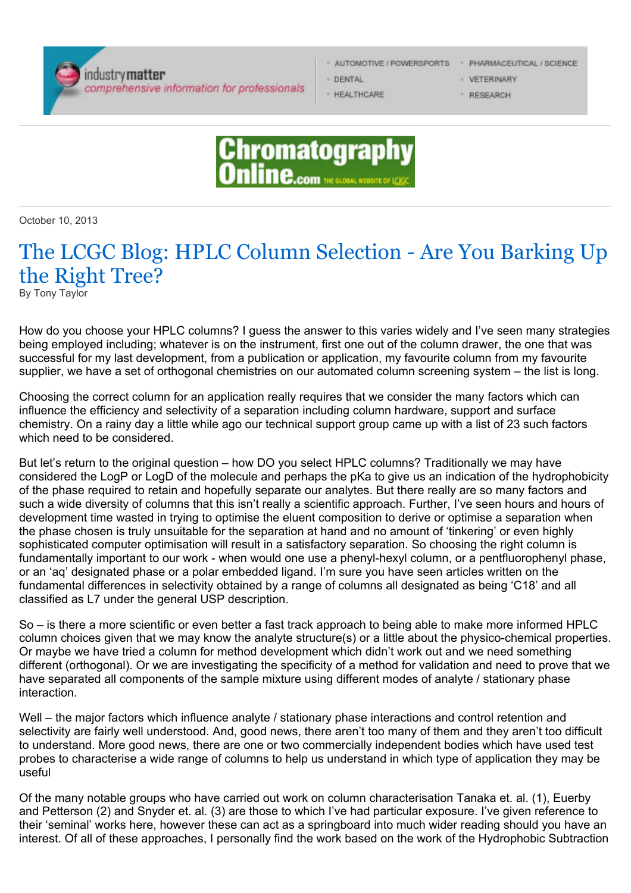October 10, 2013

# The LCGC Blog: HPLC Column Selection - Are You Barking Up the Right Tree?

By Tony Taylor

How do you choose your HPLC columns? I guess the answer to this varies widely and I've seen many strategies being employed including; whatever is on the instrument, first one out of the column drawer, the one that was successful for my last development, from a publication or application, my favourite column from my favourite supplier, we have a set of orthogonal chemistries on our automated column screening system – the list is long.

Choosing the correct column for an application really requires that we consider the many factors which can influence the efficiency and selectivity of a separation including column hardware, support and surface chemistry. On a rainy day a little while ago our technical support group came up with a list of 23 such factors which need to be considered.

But let's return to the original question – how DO you select HPLC columns? Traditionally we may have considered the LogP or LogD of the molecule and perhaps the pKa to give us an indication of the hydrophobicity of the phase required to retain and hopefully separate our analytes. But there really are so many factors and such a wide diversity of columns that this isn't really a scientific approach. Further, I've seen hours and hours of development time wasted in trying to optimise the eluent composition to derive or optimise a separation when the phase chosen is truly unsuitable for the separation at hand and no amount of 'tinkering' or even highly sophisticated computer optimisation will result in a satisfactory separation. So choosing the right column is fundamentally important to our work - when would one use a phenyl-hexyl column, or a pentfluorophenyl phase, or an 'aq' designated phase or a polar embedded ligand. I'm sure you have seen articles written on the fundamental differences in selectivity obtained by a range of columns all designated as being 'C18' and all classified as L7 under the general USP description.

So – is there a more scientific or even better a fast track approach to being able to make more informed HPLC column choices given that we may know the analyte structure(s) or a little about the physico-chemical properties. Or maybe we have tried a column for method development which didn't work out and we need something different (orthogonal). Or we are investigating the specificity of a method for validation and need to prove that we have separated all components of the sample mixture using different modes of analyte / stationary phase interaction.

Well – the major factors which influence analyte / stationary phase interactions and control retention and selectivity are fairly well understood. And, good news, there aren't too many of them and they aren't too difficult to understand. More good news, there are one or two commercially independent bodies which have used test probes to characterise a wide range of columns to help us understand in which type of application they may be useful

Of the many notable groups who have carried out work on column characterisation Tanaka et. al. (1), Euerby and Petterson (2) and Snyder et. al. (3) are those to which I've had particular exposure. I've given reference to their 'seminal' works here, however these can act as a springboard into much wider reading should you have an interest. Of all of these approaches, I personally find the work based on the work of the Hydrophobic Subtraction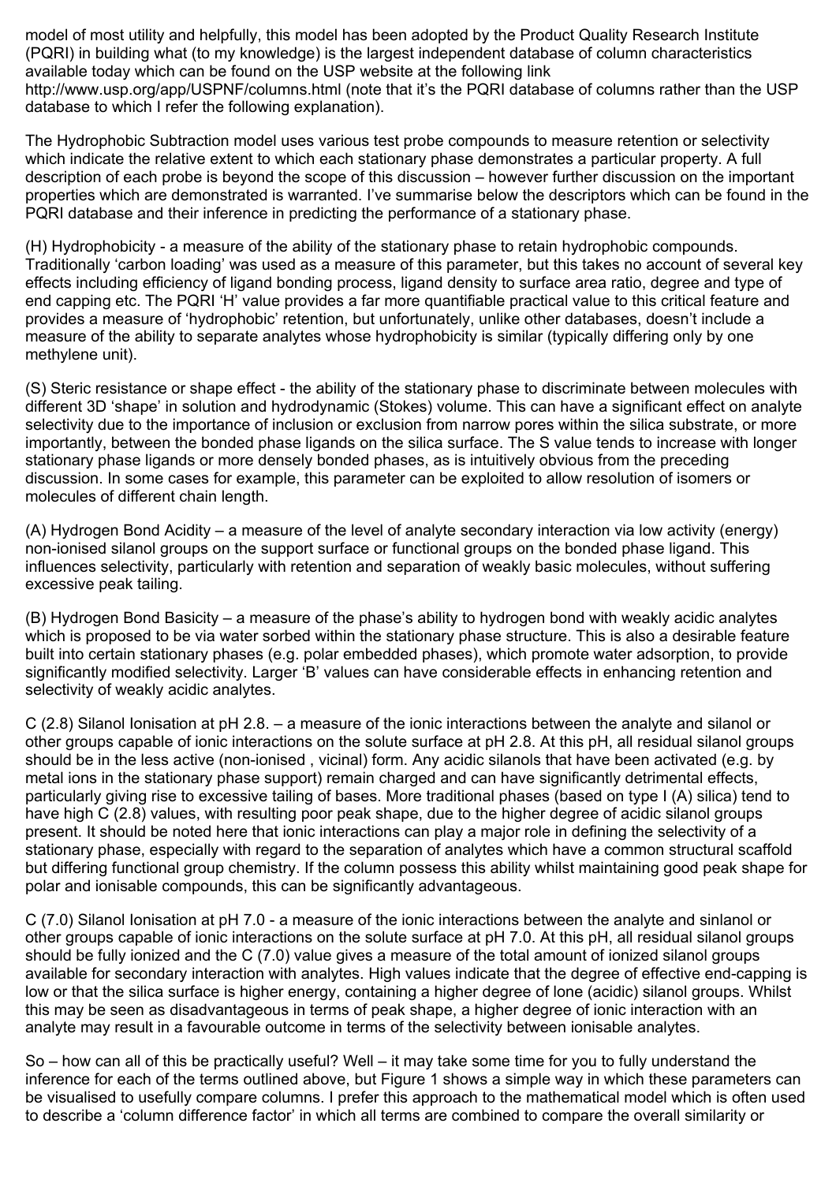model of most utility and helpfully, this model has been adopted by the Product Quality Research Institute (PQRI) in building what (to my knowledge) is the largest independent database of column characteristics available today which can be found on the USP website at the following link http://www.usp.org/app/USPNF/columns.html (note that it's the PQRI database of columns rather than the USP database to which I refer the following explanation).

The Hydrophobic Subtraction model uses various test probe compounds to measure retention or selectivity which indicate the relative extent to which each stationary phase demonstrates a particular property. A full description of each probe is beyond the scope of this discussion – however further discussion on the important properties which are demonstrated is warranted. I've summarise below the descriptors which can be found in the PQRI database and their inference in predicting the performance of a stationary phase.

(H) Hydrophobicity - a measure of the ability of the stationary phase to retain hydrophobic compounds. Traditionally 'carbon loading' was used as a measure of this parameter, but this takes no account of several key effects including efficiency of ligand bonding process, ligand density to surface area ratio, degree and type of end capping etc. The PQRI 'H' value provides a far more quantifiable practical value to this critical feature and provides a measure of 'hydrophobic' retention, but unfortunately, unlike other databases, doesn't include a measure of the ability to separate analytes whose hydrophobicity is similar (typically differing only by one methylene unit).

(S) Steric resistance or shape effect - the ability of the stationary phase to discriminate between molecules with different 3D 'shape' in solution and hydrodynamic (Stokes) volume. This can have a significant effect on analyte selectivity due to the importance of inclusion or exclusion from narrow pores within the silica substrate, or more importantly, between the bonded phase ligands on the silica surface. The S value tends to increase with longer stationary phase ligands or more densely bonded phases, as is intuitively obvious from the preceding discussion. In some cases for example, this parameter can be exploited to allow resolution of isomers or molecules of different chain length.

(A) Hydrogen Bond Acidity – a measure of the level of analyte secondary interaction via low activity (energy) non-ionised silanol groups on the support surface or functional groups on the bonded phase ligand. This influences selectivity, particularly with retention and separation of weakly basic molecules, without suffering excessive peak tailing.

(B) Hydrogen Bond Basicity – a measure of the phase's ability to hydrogen bond with weakly acidic analytes which is proposed to be via water sorbed within the stationary phase structure. This is also a desirable feature built into certain stationary phases (e.g. polar embedded phases), which promote water adsorption, to provide significantly modified selectivity. Larger 'B' values can have considerable effects in enhancing retention and selectivity of weakly acidic analytes.

C (2.8) Silanol Ionisation at pH 2.8. – a measure of the ionic interactions between the analyte and silanol or other groups capable of ionic interactions on the solute surface at pH 2.8. At this pH, all residual silanol groups should be in the less active (non-ionised , vicinal) form. Any acidic silanols that have been activated (e.g. by metal ions in the stationary phase support) remain charged and can have significantly detrimental effects, particularly giving rise to excessive tailing of bases. More traditional phases (based on type I (A) silica) tend to have high C (2.8) values, with resulting poor peak shape, due to the higher degree of acidic silanol groups present. It should be noted here that ionic interactions can play a major role in defining the selectivity of a stationary phase, especially with regard to the separation of analytes which have a common structural scaffold but differing functional group chemistry. If the column possess this ability whilst maintaining good peak shape for polar and ionisable compounds, this can be significantly advantageous.

C (7.0) Silanol Ionisation at pH 7.0 - a measure of the ionic interactions between the analyte and sinlanol or other groups capable of ionic interactions on the solute surface at pH 7.0. At this pH, all residual silanol groups should be fully ionized and the C (7.0) value gives a measure of the total amount of ionized silanol groups available for secondary interaction with analytes. High values indicate that the degree of effective end-capping is low or that the silica surface is higher energy, containing a higher degree of lone (acidic) silanol groups. Whilst this may be seen as disadvantageous in terms of peak shape, a higher degree of ionic interaction with an analyte may result in a favourable outcome in terms of the selectivity between ionisable analytes.

So – how can all of this be practically useful? Well – it may take some time for you to fully understand the inference for each of the terms outlined above, but Figure 1 shows a simple way in which these parameters can be visualised to usefully compare columns. I prefer this approach to the mathematical model which is often used to describe a 'column difference factor' in which all terms are combined to compare the overall similarity or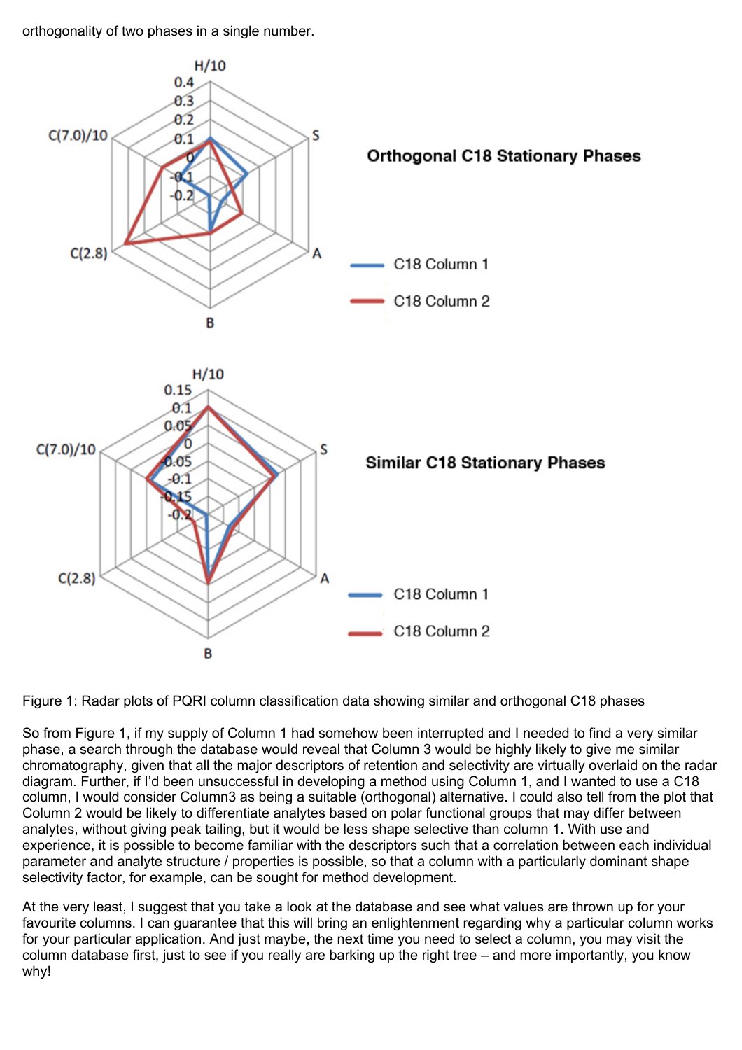orthogonality of two phases in a single number.

Figure 1: Radar plots of PQRI column classification data showing similar and orthogonal C18 phases

So from Figure 1, if my supply of Column 1 had somehow been interrupted and I needed to find a very similar phase, a search through the database would reveal that Column 3 would be highly likely to give me similar chromatography, given that all the major descriptors of retention and selectivity are virtually overlaid on the radar diagram. Further, if I'd been unsuccessful in developing a method using Column 1, and I wanted to use a C18 column, I would consider Column3 as being a suitable (orthogonal) alternative. I could also tell from the plot that Column 2 would be likely to differentiate analytes based on polar functional groups that may differ between analytes, without giving peak tailing, but it would be less shape selective than column 1. With use and experience, it is possible to become familiar with the descriptors such that a correlation between each individual parameter and analyte structure / properties is possible, so that a column with a particularly dominant shape selectivity factor, for example, can be sought for method development.

At the very least, I suggest that you take a look at the database and see what values are thrown up for your favourite columns. I can guarantee that this will bring an enlightenment regarding why a particular column works for your particular application. And just maybe, the next time you need to select a column, you may visit the column database first, just to see if you really are barking up the right tree – and more importantly, you know why!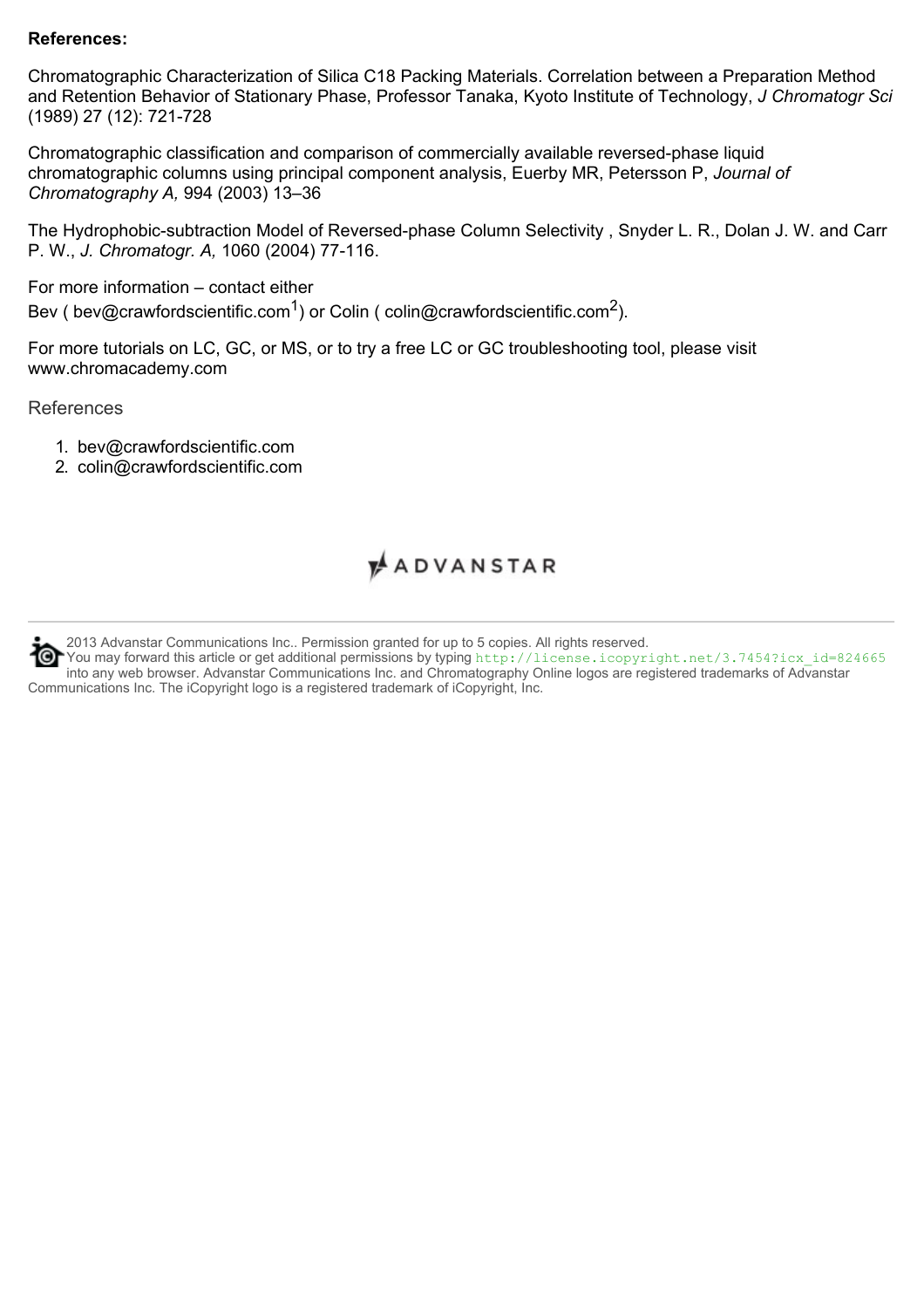**References:**

Chromatographic Characterization of Silica C18 Packing Materials. Correlation between a Preparation Method and Retention Behavior of Stationary Phase, Professor Tanaka, Kyoto Institute of Technology, *J Chromatogr Sci* (1989) 27 (12): 721-728

Chromatographic classification and comparison of commercially available reversed-phase liquid chromatographic columns using principal component analysis, Euerby MR, Petersson P, *Journal of Chromatography A,* 994 (2003) 13–36

The Hydrophobic-subtraction Model of Reversed-phase Column Selectivity , Snyder L. R., Dolan J. W. and Carr P. W., *J. Chromatogr. A,* 1060 (2004) 77-116.

For more information – contact either
Bev ( bev@crawfordscientific.com[1]) or Colin ( colin@crawfordscientific.com[2]).

For more tutorials on LC, GC, or MS, or to try a free LC or GC troubleshooting tool, please visit www.chromacademy.com

References

1. bev@crawfordscientific.com
2. colin@crawfordscientific.com

ADVANSTAR

2013 Advanstar Communications Inc.. Permission granted for up to 5 copies. All rights reserved.
You may forward this article or get additional permissions by typing http://license.icopyright.net/3.7454?icx_id=824665 into any web browser. Advanstar Communications Inc. and Chromatography Online logos are registered trademarks of Advanstar Communications Inc. The iCopyright logo is a registered trademark of iCopyright, Inc.